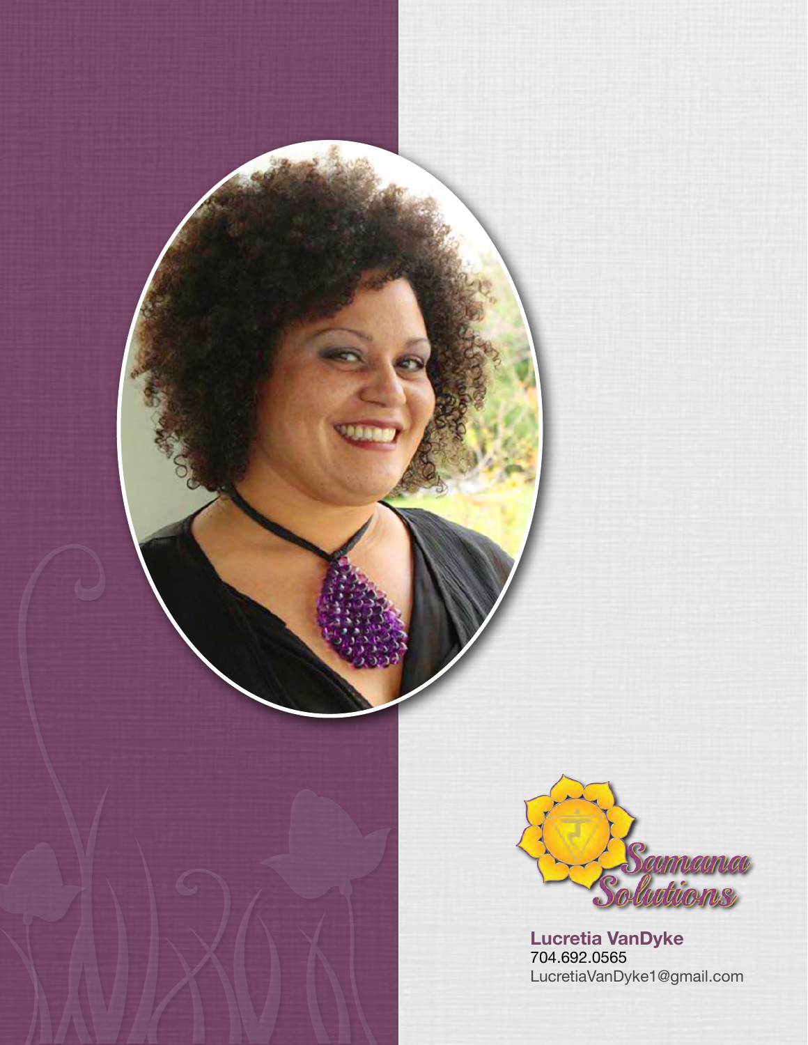Samana Solutions

**Lucretia VanDyke**
704.692.0565
LucretiaVanDyke1@gmail.com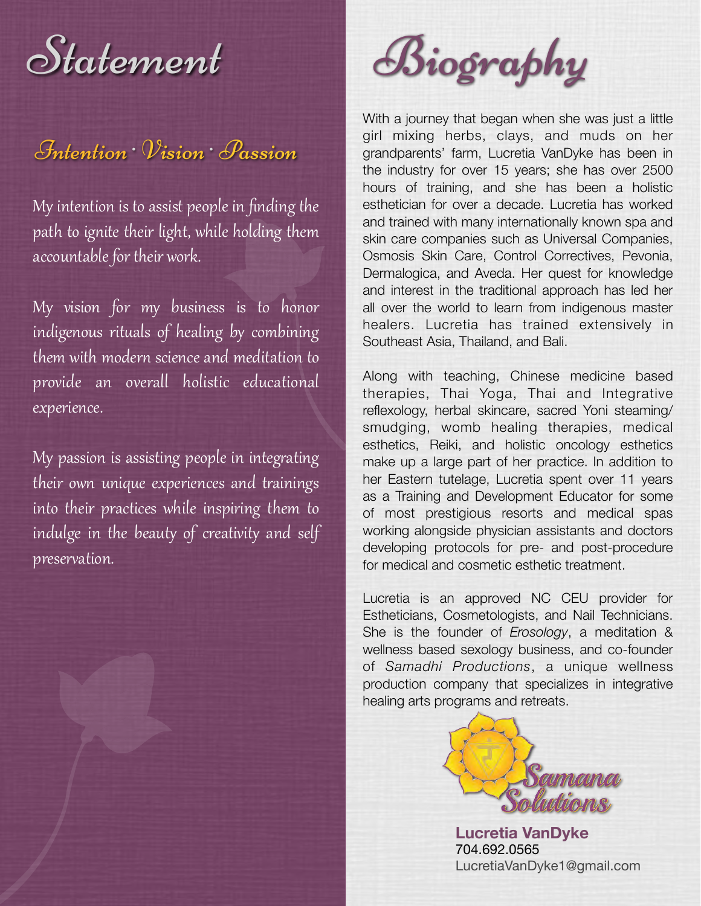# Statement

## Intention · Vision · Passion

My intention is to assist people in finding the path to ignite their light, while holding them accountable for their work.

My vision for my business is to honor indigenous rituals of healing by combining them with modern science and meditation to provide an overall holistic educational experience.

My passion is assisting people in integrating their own unique experiences and trainings into their practices while inspiring them to indulge in the beauty of creativity and self preservation.

# Biography

With a journey that began when she was just a little girl mixing herbs, clays, and muds on her grandparents' farm, Lucretia VanDyke has been in the industry for over 15 years; she has over 2500 hours of training, and she has been a holistic esthetician for over a decade. Lucretia has worked and trained with many internationally known spa and skin care companies such as Universal Companies, Osmosis Skin Care, Control Correctives, Pevonia, Dermalogica, and Aveda. Her quest for knowledge and interest in the traditional approach has led her all over the world to learn from indigenous master healers. Lucretia has trained extensively in Southeast Asia, Thailand, and Bali.

Along with teaching, Chinese medicine based therapies, Thai Yoga, Thai and Integrative reflexology, herbal skincare, sacred Yoni steaming/smudging, womb healing therapies, medical esthetics, Reiki, and holistic oncology esthetics make up a large part of her practice. In addition to her Eastern tutelage, Lucretia spent over 11 years as a Training and Development Educator for some of most prestigious resorts and medical spas working alongside physician assistants and doctors developing protocols for pre- and post-procedure for medical and cosmetic esthetic treatment.

Lucretia is an approved NC CEU provider for Estheticians, Cosmetologists, and Nail Technicians. She is the founder of *Erosology*, a meditation & wellness based sexology business, and co-founder of *Samadhi Productions*, a unique wellness production company that specializes in integrative healing arts programs and retreats.

Samana Solutions

**Lucretia VanDyke**
704.692.0565
LucretiaVanDyke1@gmail.com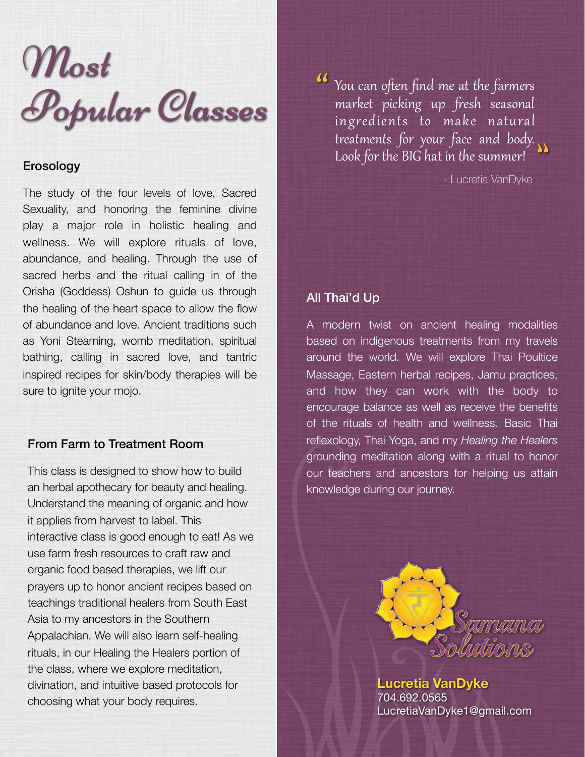# Most Popular Classes

### Erosology

The study of the four levels of love, Sacred Sexuality, and honoring the feminine divine play a major role in holistic healing and wellness. We will explore rituals of love, abundance, and healing. Through the use of sacred herbs and the ritual calling in of the Orisha (Goddess) Oshun to guide us through the healing of the heart space to allow the flow of abundance and love. Ancient traditions such as Yoni Steaming, womb meditation, spiritual bathing, calling in sacred love, and tantric inspired recipes for skin/body therapies will be sure to ignite your mojo.

### From Farm to Treatment Room

This class is designed to show how to build an herbal apothecary for beauty and healing. Understand the meaning of organic and how it applies from harvest to label. This interactive class is good enough to eat! As we use farm fresh resources to craft raw and organic food based therapies, we lift our prayers up to honor ancient recipes based on teachings traditional healers from South East Asia to my ancestors in the Southern Appalachian. We will also learn self-healing rituals, in our Healing the Healers portion of the class, where we explore meditation, divination, and intuitive based protocols for choosing what your body requires.

> "You can often find me at the farmers market picking up fresh seasonal ingredients to make natural treatments for your face and body. Look for the BIG hat in the summer!"
>
> \- Lucretia VanDyke

### All Thai'd Up

A modern twist on ancient healing modalities based on indigenous treatments from my travels around the world. We will explore Thai Poultice Massage, Eastern herbal recipes, Jamu practices, and how they can work with the body to encourage balance as well as receive the benefits of the rituals of health and wellness. Basic Thai reflexology, Thai Yoga, and my *Healing the Healers* grounding meditation along with a ritual to honor our teachers and ancestors for helping us attain knowledge during our journey.

Samana Solutions

**Lucretia VanDyke**
704.692.0565
LucretiaVanDyke1@gmail.com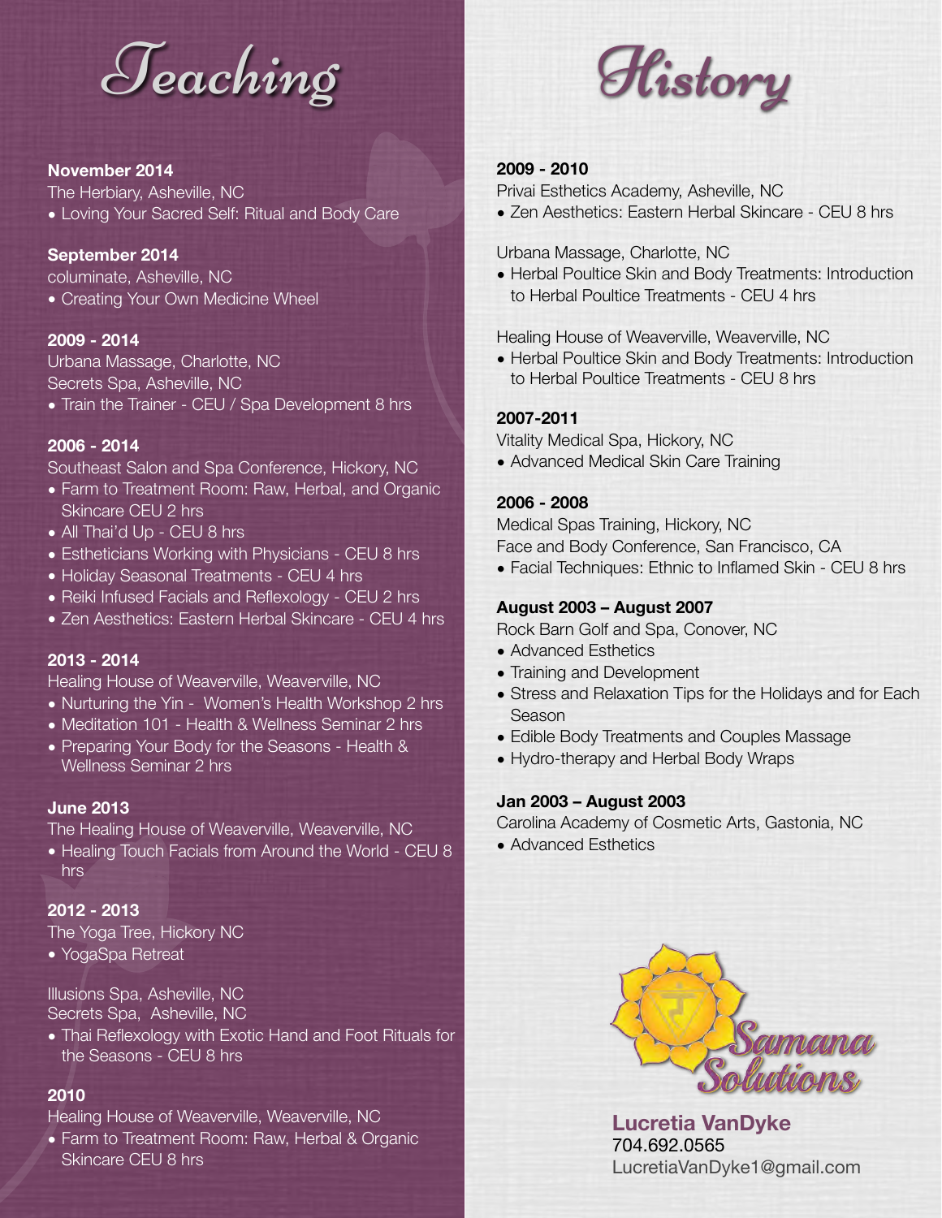# Teaching History

**November 2014**
The Herbiary, Asheville, NC
- Loving Your Sacred Self: Ritual and Body Care

**September 2014**
columinate, Asheville, NC
- Creating Your Own Medicine Wheel

**2009 - 2014**
Urbana Massage, Charlotte, NC
Secrets Spa, Asheville, NC
- Train the Trainer - CEU / Spa Development 8 hrs

**2006 - 2014**
Southeast Salon and Spa Conference, Hickory, NC
- Farm to Treatment Room: Raw, Herbal, and Organic Skincare CEU 2 hrs
- All Thai'd Up - CEU 8 hrs
- Estheticians Working with Physicians - CEU 8 hrs
- Holiday Seasonal Treatments - CEU 4 hrs
- Reiki Infused Facials and Reflexology - CEU 2 hrs
- Zen Aesthetics: Eastern Herbal Skincare - CEU 4 hrs

**2013 - 2014**
Healing House of Weaverville, Weaverville, NC
- Nurturing the Yin - Women's Health Workshop 2 hrs
- Meditation 101 - Health & Wellness Seminar 2 hrs
- Preparing Your Body for the Seasons - Health & Wellness Seminar 2 hrs

**June 2013**
The Healing House of Weaverville, Weaverville, NC
- Healing Touch Facials from Around the World - CEU 8 hrs

**2012 - 2013**
The Yoga Tree, Hickory NC
- YogaSpa Retreat

Illusions Spa, Asheville, NC
Secrets Spa, Asheville, NC
- Thai Reflexology with Exotic Hand and Foot Rituals for the Seasons - CEU 8 hrs

**2010**
Healing House of Weaverville, Weaverville, NC
- Farm to Treatment Room: Raw, Herbal & Organic Skincare CEU 8 hrs

**2009 - 2010**
Privai Esthetics Academy, Asheville, NC
- Zen Aesthetics: Eastern Herbal Skincare - CEU 8 hrs

Urbana Massage, Charlotte, NC
- Herbal Poultice Skin and Body Treatments: Introduction to Herbal Poultice Treatments - CEU 4 hrs

Healing House of Weaverville, Weaverville, NC
- Herbal Poultice Skin and Body Treatments: Introduction to Herbal Poultice Treatments - CEU 8 hrs

**2007-2011**
Vitality Medical Spa, Hickory, NC
- Advanced Medical Skin Care Training

**2006 - 2008**
Medical Spas Training, Hickory, NC
Face and Body Conference, San Francisco, CA
- Facial Techniques: Ethnic to Inflamed Skin - CEU 8 hrs

**August 2003 – August 2007**
Rock Barn Golf and Spa, Conover, NC
- Advanced Esthetics
- Training and Development
- Stress and Relaxation Tips for the Holidays and for Each Season
- Edible Body Treatments and Couples Massage
- Hydro-therapy and Herbal Body Wraps

**Jan 2003 – August 2003**
Carolina Academy of Cosmetic Arts, Gastonia, NC
- Advanced Esthetics

Samana Solutions

**Lucretia VanDyke**
704.692.0565
LucretiaVanDyke1@gmail.com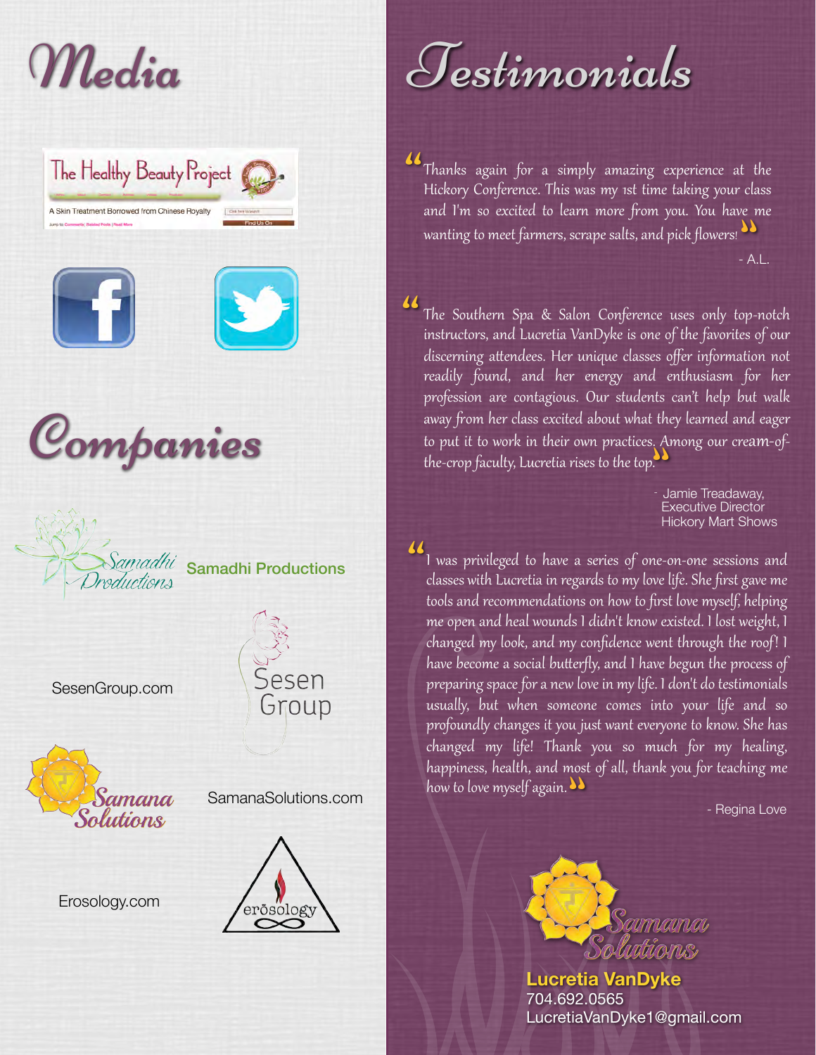# Media

The Healthy Beauty Project

A Skin Treatment Borrowed from Chinese Royalty

# Companies

Samadhi Productions

SesenGroup.com

Sesen Group

Samana Solutions

SamanaSolutions.com

Erosology.com

erōsology

# Testimonials

"Thanks again for a simply amazing experience at the Hickory Conference. This was my 1st time taking your class and I'm so excited to learn more from you. You have me wanting to meet farmers, scrape salts, and pick flowers!"

- A.L.

"The Southern Spa & Salon Conference uses only top-notch instructors, and Lucretia VanDyke is one of the favorites of our discerning attendees. Her unique classes offer information not readily found, and her energy and enthusiasm for her profession are contagious. Our students can't help but walk away from her class excited about what they learned and eager to put it to work in their own practices. Among our cream-of-the-crop faculty, Lucretia rises to the top."

- Jamie Treadaway, Executive Director Hickory Mart Shows

"I was privileged to have a series of one-on-one sessions and classes with Lucretia in regards to my love life. She first gave me tools and recommendations on how to first love myself, helping me open and heal wounds I didn't know existed. I lost weight, I changed my look, and my confidence went through the roof! I have become a social butterfly, and I have begun the process of preparing space for a new love in my life. I don't do testimonials usually, but when someone comes into your life and so profoundly changes it you just want everyone to know. She has changed my life! Thank you so much for my healing, happiness, health, and most of all, thank you for teaching me how to love myself again."

- Regina Love

Samana Solutions

**Lucretia VanDyke**
704.692.0565
LucretiaVanDyke1@gmail.com